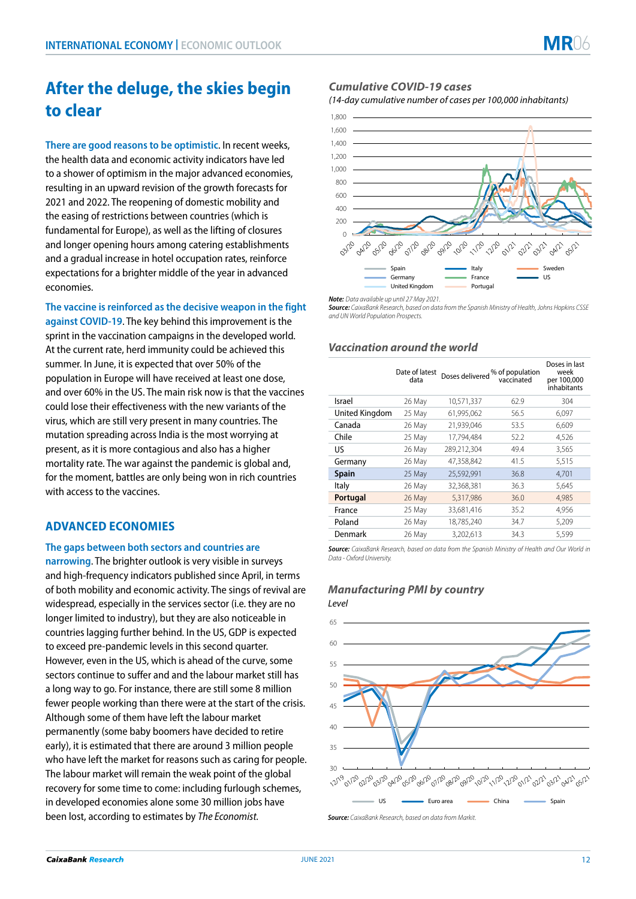# After the deluge, the skies begin to clear

**There are good reasons to be optimistic.** In recent weeks, the health data and economic activity indicators have led to a shower of optimism in the major advanced economies, resulting in an upward revision of the growth forecasts for 2021 and 2022. The reopening of domestic mobility and the easing of restrictions between countries (which is fundamental for Europe), as well as the lifting of closures and longer opening hours among catering establishments and a gradual increase in hotel occupation rates, reinforce expectations for a brighter middle of the year in advanced economies.

**The vaccine is reinforced as the decisive weapon in the fight against COVID-19.** The key behind this improvement is the sprint in the vaccination campaigns in the developed world. At the current rate, herd immunity could be achieved this summer. In June, it is expected that over 50% of the population in Europe will have received at least one dose, and over 60% in the US. The main risk now is that the vaccines could lose their effectiveness with the new variants of the virus, which are still very present in many countries. The mutation spreading across India is the most worrying at present, as it is more contagious and also has a higher mortality rate. The war against the pandemic is global and, for the moment, battles are only being won in rich countries with access to the vaccines.

## ADVANCED ECONOMIES

**The gaps between both sectors and countries are narrowing.** The brighter outlook is very visible in surveys and high-frequency indicators published since April, in terms of both mobility and economic activity. The sings of revival are widespread, especially in the services sector (i.e. they are no longer limited to industry), but they are also noticeable in countries lagging further behind. In the US, GDP is expected to exceed pre-pandemic levels in this second quarter. However, even in the US, which is ahead of the curve, some sectors continue to suffer and and the labour market still has a long way to go. For instance, there are still some 8 million fewer people working than there were at the start of the crisis. Although some of them have left the labour market permanently (some baby boomers have decided to retire early), it is estimated that there are around 3 million people who have left the market for reasons such as caring for people. The labour market will remain the weak point of the global recovery for some time to come: including furlough schemes, in developed economies alone some 30 million jobs have been lost, according to estimates by *The Economist*.

### *Cumulative COVID-19 cases*

*(14-day cumulative number of cases per 100,000 inhabitants)*

Series: Spain, Italy, Sweden, Germany, France, US, United Kingdom, Portugal

***Note:*** *Data available up until 27 May 2021.*
***Source:*** *CaixaBank Research, based on data from the Spanish Ministry of Health, Johns Hopkins CSSE and UN World Population Prospects.*

### *Vaccination around the world*

| | Date of latest data | Doses delivered | % of population vaccinated | Doses in last week per 100,000 inhabitants |
|---|---|---|---|---|
| Israel | 26 May | 10,571,337 | 62.9 | 304 |
| United Kingdom | 25 May | 61,995,062 | 56.5 | 6,097 |
| Canada | 26 May | 21,939,046 | 53.5 | 6,609 |
| Chile | 25 May | 17,794,484 | 52.2 | 4,526 |
| US | 26 May | 289,212,304 | 49.4 | 3,565 |
| Germany | 26 May | 47,358,842 | 41.5 | 5,515 |
| **Spain** | 25 May | 25,592,991 | 36.8 | 4,701 |
| Italy | 26 May | 32,368,381 | 36.3 | 5,645 |
| **Portugal** | 26 May | 5,317,986 | 36.0 | 4,985 |
| France | 25 May | 33,681,416 | 35.2 | 4,956 |
| Poland | 26 May | 18,785,240 | 34.7 | 5,209 |
| Denmark | 26 May | 3,202,613 | 34.3 | 5,599 |

***Source:*** *CaixaBank Research, based on data from the Spanish Ministry of Health and Our World in Data - Oxford University.*

### *Manufacturing PMI by country*

*Level*

Series: US, Euro area, China, Spain

***Source:*** *CaixaBank Research, based on data from Markit.*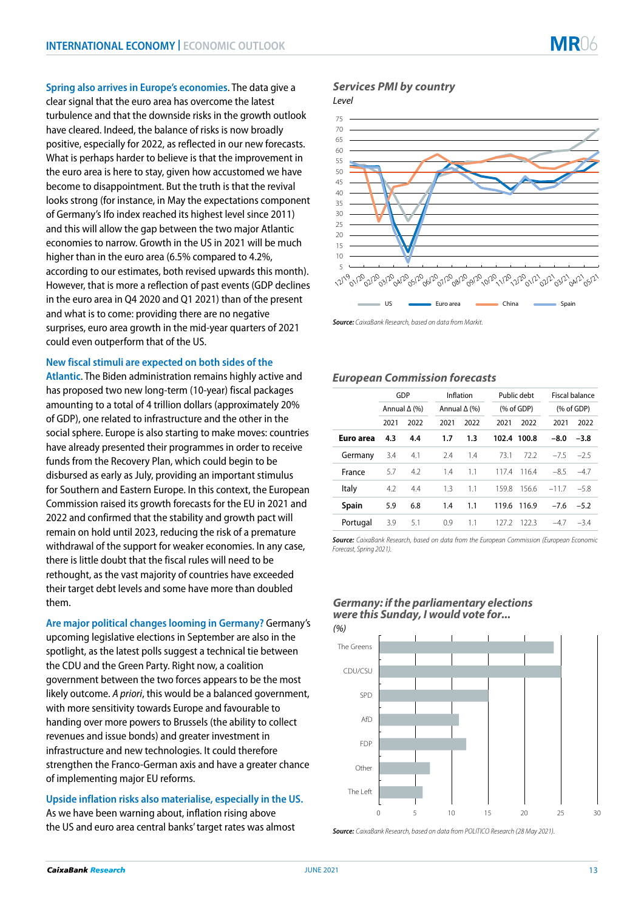**Spring also arrives in Europe's economies.** The data give a clear signal that the euro area has overcome the latest turbulence and that the downside risks in the growth outlook have cleared. Indeed, the balance of risks is now broadly positive, especially for 2022, as reflected in our new forecasts. What is perhaps harder to believe is that the improvement in the euro area is here to stay, given how accustomed we have become to disappointment. But the truth is that the revival looks strong (for instance, in May the expectations component of Germany's Ifo index reached its highest level since 2011) and this will allow the gap between the two major Atlantic economies to narrow. Growth in the US in 2021 will be much higher than in the euro area (6.5% compared to 4.2%, according to our estimates, both revised upwards this month). However, that is more a reflection of past events (GDP declines in the euro area in Q4 2020 and Q1 2021) than of the present and what is to come: providing there are no negative surprises, euro area growth in the mid-year quarters of 2021 could even outperform that of the US.

**New fiscal stimuli are expected on both sides of the Atlantic.** The Biden administration remains highly active and has proposed two new long-term (10-year) fiscal packages amounting to a total of 4 trillion dollars (approximately 20% of GDP), one related to infrastructure and the other in the social sphere. Europe is also starting to make moves: countries have already presented their programmes in order to receive funds from the Recovery Plan, which could begin to be disbursed as early as July, providing an important stimulus for Southern and Eastern Europe. In this context, the European Commission raised its growth forecasts for the EU in 2021 and 2022 and confirmed that the stability and growth pact will remain on hold until 2023, reducing the risk of a premature withdrawal of the support for weaker economies. In any case, there is little doubt that the fiscal rules will need to be rethought, as the vast majority of countries have exceeded their target debt levels and some have more than doubled them.

**Are major political changes looming in Germany?** Germany's upcoming legislative elections in September are also in the spotlight, as the latest polls suggest a technical tie between the CDU and the Green Party. Right now, a coalition government between the two forces appears to be the most likely outcome. *A priori*, this would be a balanced government, with more sensitivity towards Europe and favourable to handing over more powers to Brussels (the ability to collect revenues and issue bonds) and greater investment in infrastructure and new technologies. It could therefore strengthen the Franco-German axis and have a greater chance of implementing major EU reforms.

**Upside inflation risks also materialise, especially in the US.** As we have been warning about, inflation rising above the US and euro area central banks' target rates was almost

### Services PMI by country

*Level*

*Source: CaixaBank Research, based on data from Markit.*

### European Commission forecasts

| | GDP | | Inflation | | Public debt | | Fiscal balance | |
|---|---|---|---|---|---|---|---|---|
| | Annual Δ (%) | | Annual Δ (%) | | (% of GDP) | | (% of GDP) | |
| | 2021 | 2022 | 2021 | 2022 | 2021 | 2022 | 2021 | 2022 |
| **Euro area** | **4.3** | **4.4** | **1.7** | **1.3** | **102.4** | **100.8** | **–8.0** | **–3.8** |
| Germany | 3.4 | 4.1 | 2.4 | 1.4 | 73.1 | 72.2 | –7.5 | –2.5 |
| France | 5.7 | 4.2 | 1.4 | 1.1 | 117.4 | 116.4 | –8.5 | –4.7 |
| Italy | 4.2 | 4.4 | 1.3 | 1.1 | 159.8 | 156.6 | –11.7 | –5.8 |
| **Spain** | **5.9** | **6.8** | **1.4** | **1.1** | **119.6** | **116.9** | **–7.6** | **–5.2** |
| Portugal | 3.9 | 5.1 | 0.9 | 1.1 | 127.2 | 122.3 | –4.7 | –3.4 |

*Source: CaixaBank Research, based on data from the European Commission (European Economic Forecast, Spring 2021).*

### Germany: if the parliamentary elections were this Sunday, I would vote for...

*(%)*

*Source: CaixaBank Research, based on data from POLITICO Research (28 May 2021).*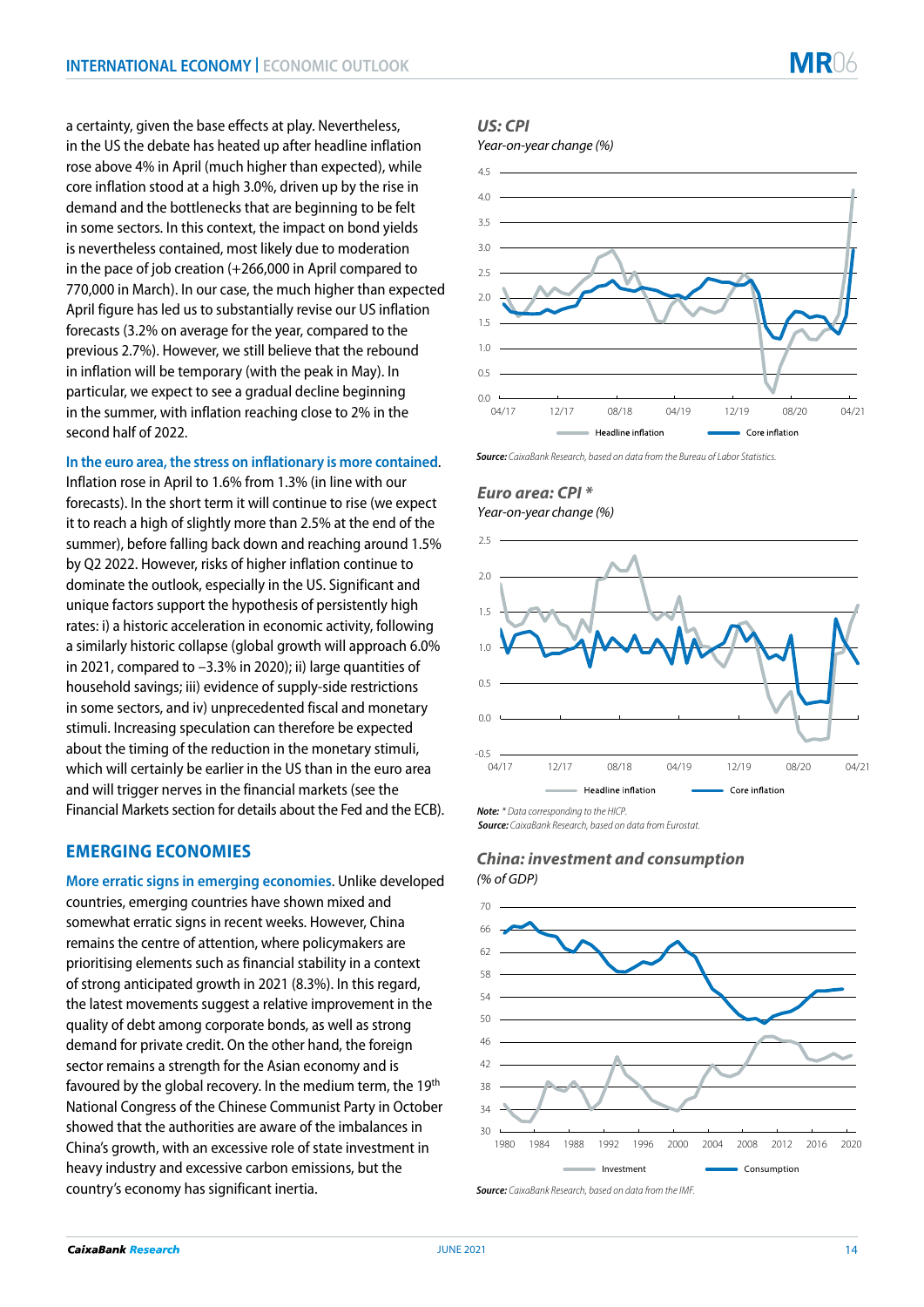a certainty, given the base effects at play. Nevertheless, in the US the debate has heated up after headline inflation rose above 4% in April (much higher than expected), while core inflation stood at a high 3.0%, driven up by the rise in demand and the bottlenecks that are beginning to be felt in some sectors. In this context, the impact on bond yields is nevertheless contained, most likely due to moderation in the pace of job creation (+266,000 in April compared to 770,000 in March). In our case, the much higher than expected April figure has led us to substantially revise our US inflation forecasts (3.2% on average for the year, compared to the previous 2.7%). However, we still believe that the rebound in inflation will be temporary (with the peak in May). In particular, we expect to see a gradual decline beginning in the summer, with inflation reaching close to 2% in the second half of 2022.

**In the euro area, the stress on inflationary is more contained.** Inflation rose in April to 1.6% from 1.3% (in line with our forecasts). In the short term it will continue to rise (we expect it to reach a high of slightly more than 2.5% at the end of the summer), before falling back down and reaching around 1.5% by Q2 2022. However, risks of higher inflation continue to dominate the outlook, especially in the US. Significant and unique factors support the hypothesis of persistently high rates: i) a historic acceleration in economic activity, following a similarly historic collapse (global growth will approach 6.0% in 2021, compared to –3.3% in 2020); ii) large quantities of household savings; iii) evidence of supply-side restrictions in some sectors, and iv) unprecedented fiscal and monetary stimuli. Increasing speculation can therefore be expected about the timing of the reduction in the monetary stimuli, which will certainly be earlier in the US than in the euro area and will trigger nerves in the financial markets (see the Financial Markets section for details about the Fed and the ECB).

## EMERGING ECONOMIES

**More erratic signs in emerging economies.** Unlike developed countries, emerging countries have shown mixed and somewhat erratic signs in recent weeks. However, China remains the centre of attention, where policymakers are prioritising elements such as financial stability in a context of strong anticipated growth in 2021 (8.3%). In this regard, the latest movements suggest a relative improvement in the quality of debt among corporate bonds, as well as strong demand for private credit. On the other hand, the foreign sector remains a strength for the Asian economy and is favoured by the global recovery. In the medium term, the 19th National Congress of the Chinese Communist Party in October showed that the authorities are aware of the imbalances in China's growth, with an excessive role of state investment in heavy industry and excessive carbon emissions, but the country's economy has significant inertia.

***US: CPI***
*Year-on-year change (%)*

4.5
4.0
3.5
3.0
2.5
2.0
1.5
1.0
0.5
0.0
04/17 12/17 08/18 04/19 12/19 08/20 04/21

Headline inflation
Core inflation

***Source:*** *CaixaBank Research, based on data from the Bureau of Labor Statistics.*

***Euro area: CPI \****
*Year-on-year change (%)*

2.5
2.0
1.5
1.0
0.5
0.0
-0.5
04/17 12/17 08/18 04/19 12/19 08/20 04/21

Headline inflation
Core inflation

***Note:*** *\* Data corresponding to the HICP.*
***Source:*** *CaixaBank Research, based on data from Eurostat.*

***China: investment and consumption***
*(% of GDP)*

70
66
62
58
54
50
46
42
38
34
30
1980 1984 1988 1992 1996 2000 2004 2008 2012 2016 2020

Investment
Consumption

***Source:*** *CaixaBank Research, based on data from the IMF.*